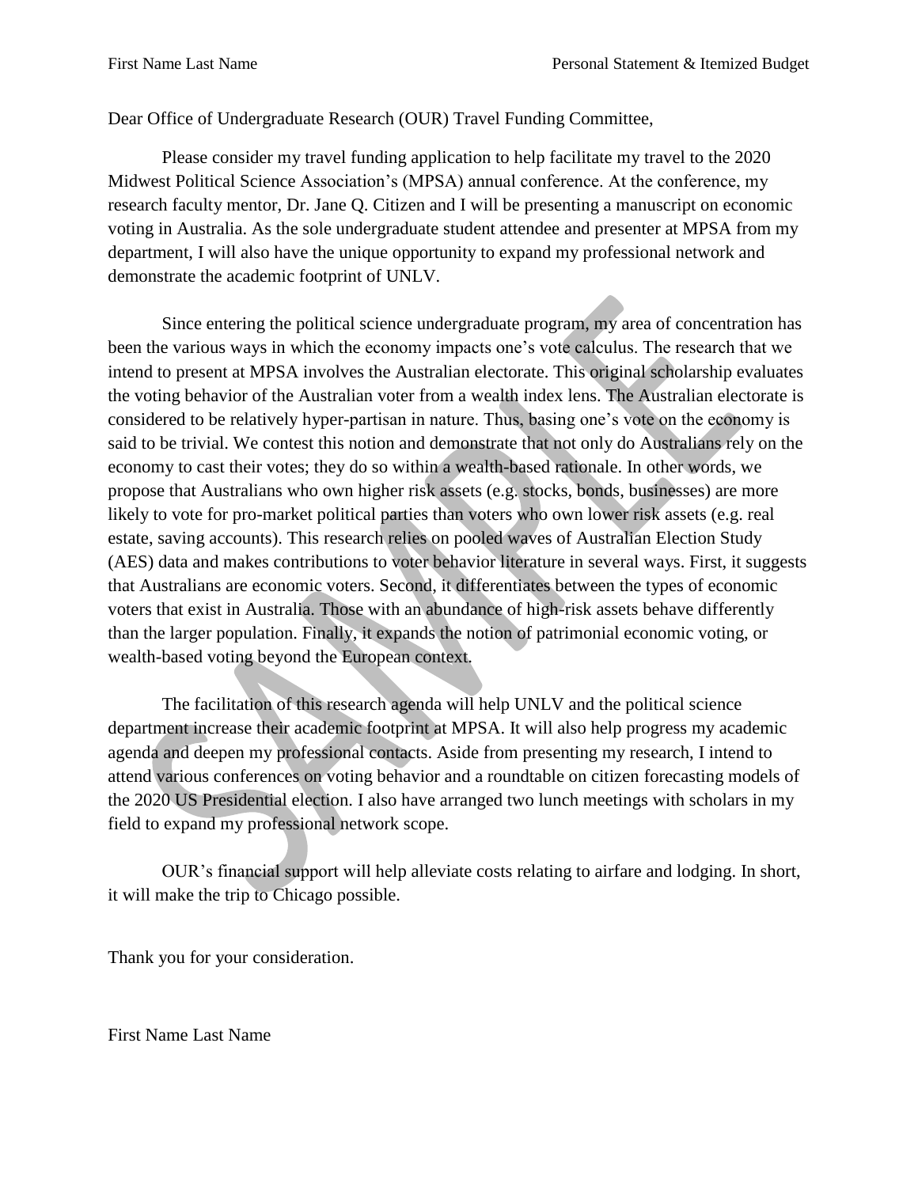Dear Office of Undergraduate Research (OUR) Travel Funding Committee,

Please consider my travel funding application to help facilitate my travel to the 2020 Midwest Political Science Association's (MPSA) annual conference. At the conference, my research faculty mentor, Dr. Jane Q. Citizen and I will be presenting a manuscript on economic voting in Australia. As the sole undergraduate student attendee and presenter at MPSA from my department, I will also have the unique opportunity to expand my professional network and demonstrate the academic footprint of UNLV.

Since entering the political science undergraduate program, my area of concentration has been the various ways in which the economy impacts one's vote calculus. The research that we intend to present at MPSA involves the Australian electorate. This original scholarship evaluates the voting behavior of the Australian voter from a wealth index lens. The Australian electorate is considered to be relatively hyper-partisan in nature. Thus, basing one's vote on the economy is said to be trivial. We contest this notion and demonstrate that not only do Australians rely on the economy to cast their votes; they do so within a wealth-based rationale. In other words, we propose that Australians who own higher risk assets (e.g. stocks, bonds, businesses) are more likely to vote for pro-market political parties than voters who own lower risk assets (e.g. real estate, saving accounts). This research relies on pooled waves of Australian Election Study (AES) data and makes contributions to voter behavior literature in several ways. First, it suggests that Australians are economic voters. Second, it differentiates between the types of economic voters that exist in Australia. Those with an abundance of high-risk assets behave differently than the larger population. Finally, it expands the notion of patrimonial economic voting, or wealth-based voting beyond the European context.

The facilitation of this research agenda will help UNLV and the political science department increase their academic footprint at MPSA. It will also help progress my academic agenda and deepen my professional contacts. Aside from presenting my research, I intend to attend various conferences on voting behavior and a roundtable on citizen forecasting models of the 2020 US Presidential election. I also have arranged two lunch meetings with scholars in my field to expand my professional network scope.

OUR's financial support will help alleviate costs relating to airfare and lodging. In short, it will make the trip to Chicago possible.

Thank you for your consideration.

First Name Last Name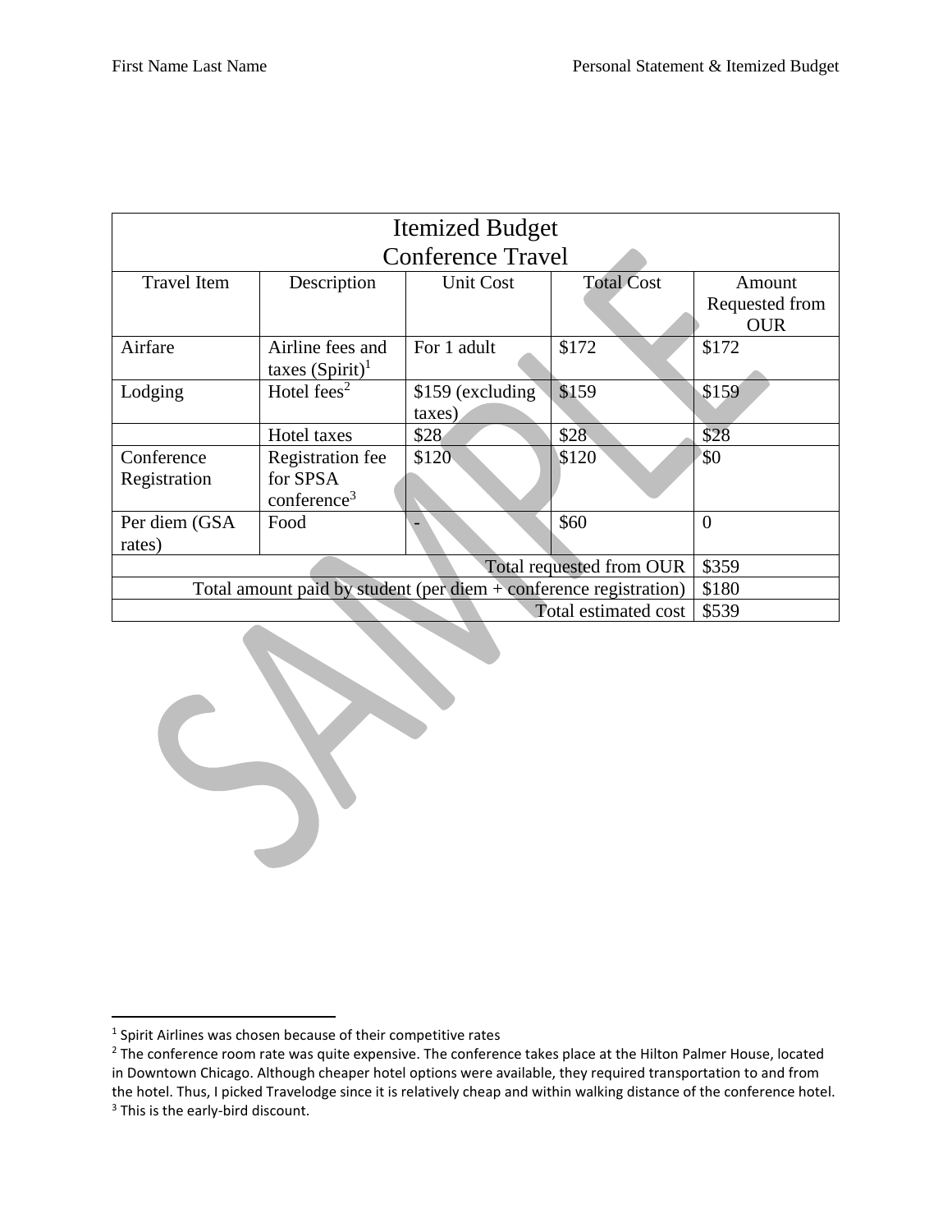| Itemized Budget<br>Conference Travel | | | | |
|---|---|---|---|---|
| Travel Item | Description | Unit Cost | Total Cost | Amount Requested from OUR |
| Airfare | Airline fees and taxes (Spirit)[1] | For 1 adult | $172 | $172 |
| Lodging | Hotel fees[2] | $159 (excluding taxes) | $159 | $159 |
| | Hotel taxes | $28 | $28 | $28 |
| Conference Registration | Registration fee for SPSA conference[3] | $120 | $120 | $0 |
| Per diem (GSA rates) | Food | - | $60 | 0 |
| Total requested from OUR | | | | $359 |
| Total amount paid by student (per diem + conference registration) | | | | $180 |
| Total estimated cost | | | | $539 |

[1] Spirit Airlines was chosen because of their competitive rates

[2] The conference room rate was quite expensive. The conference takes place at the Hilton Palmer House, located in Downtown Chicago. Although cheaper hotel options were available, they required transportation to and from the hotel. Thus, I picked Travelodge since it is relatively cheap and within walking distance of the conference hotel.

[3] This is the early-bird discount.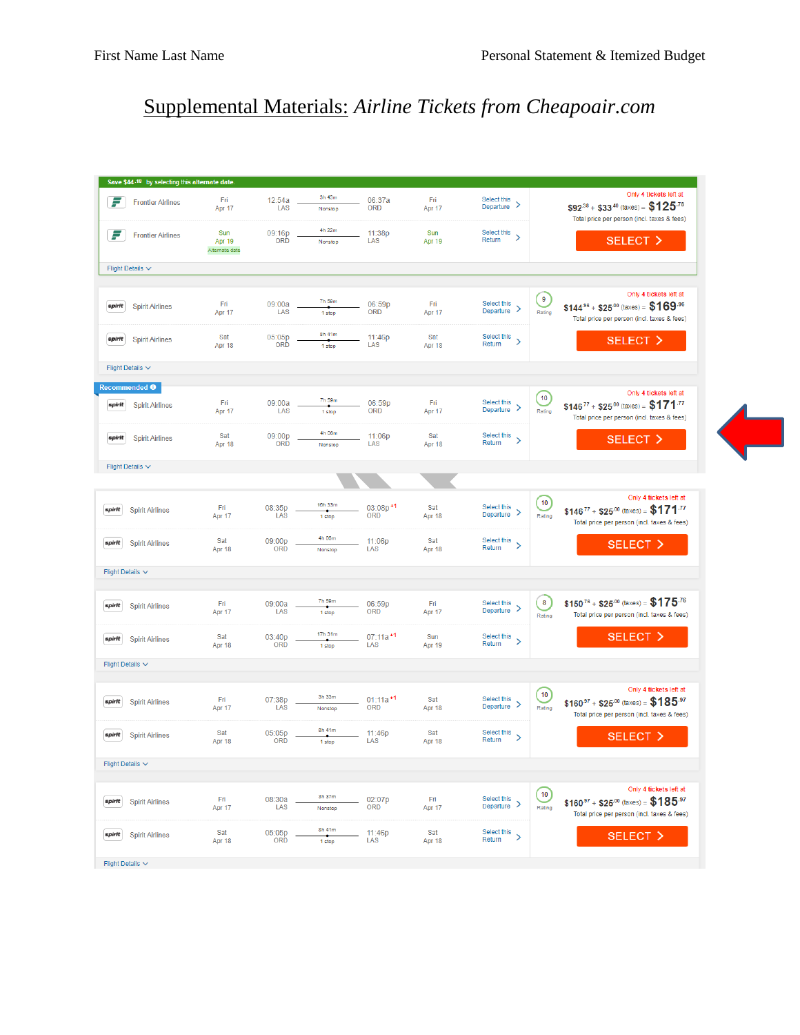# Supplemental Materials: *Airline Tickets from Cheapoair.com*

Save $44.18 by selecting this alternate date.

| Airline | Date | Depart | Duration/Stops | Arrive | Date | | Price |
|---|---|---|---|---|---|---|---|
| Frontier Airlines | Fri Apr 17 | 12:54a LAS | 3h 43m Nonstop | 06:37a ORD | Fri Apr 17 | Select this Departure | Only 4 tickets left at $92.38 + $33.40 (taxes) = $125.78 Total price per person (incl. taxes & fees) SELECT |
| Frontier Airlines | Sun Apr 19 (Alternate date) | 09:16p ORD | 4h 22m Nonstop | 11:38p LAS | Sun Apr 19 | Select this Return | |
| Spirit Airlines | Fri Apr 17 | 09:00a LAS | 7h 59m 1 stop | 06:59p ORD | Fri Apr 17 | Select this Departure | 9 Rating. Only 4 tickets left at $144.96 + $25.00 (taxes) = $169.96 Total price per person (incl. taxes & fees) SELECT |
| Spirit Airlines | Sat Apr 18 | 05:05p ORD | 8h 41m 1 stop | 11:46p LAS | Sat Apr 18 | Select this Return | |
| Recommended: Spirit Airlines | Fri Apr 17 | 09:00a LAS | 7h 59m 1 stop | 06:59p ORD | Fri Apr 17 | Select this Departure | 10 Rating. Only 4 tickets left at $146.77 + $25.00 (taxes) = $171.77 Total price per person (incl. taxes & fees) SELECT |
| Spirit Airlines | Sat Apr 18 | 09:00p ORD | 4h 06m Nonstop | 11:06p LAS | Sat Apr 18 | Select this Return | |
| Spirit Airlines | Fri Apr 17 | 08:35p LAS | 10h 33m 1 stop | 03:08p +1 ORD | Sat Apr 18 | Select this Departure | 10 Rating. Only 4 tickets left at $146.77 + $25.00 (taxes) = $171.77 Total price per person (incl. taxes & fees) SELECT |
| Spirit Airlines | Sat Apr 18 | 09:00p ORD | 4h 06m Nonstop | 11:06p LAS | Sat Apr 18 | Select this Return | |
| Spirit Airlines | Fri Apr 17 | 09:00a LAS | 7h 59m 1 stop | 06:59p ORD | Fri Apr 17 | Select this Departure | 8 Rating. $150.76 + $25.00 (taxes) = $175.76 Total price per person (incl. taxes & fees) SELECT |
| Spirit Airlines | Sat Apr 18 | 03:40p ORD | 17h 31m 1 stop | 07:11a +1 LAS | Sun Apr 19 | Select this Return | |
| Spirit Airlines | Fri Apr 17 | 07:38p LAS | 3h 33m Nonstop | 01:11a +1 ORD | Sat Apr 18 | Select this Departure | 10 Rating. Only 4 tickets left at $160.97 + $25.00 (taxes) = $185.97 Total price per person (incl. taxes & fees) SELECT |
| Spirit Airlines | Sat Apr 18 | 05:05p ORD | 8h 41m 1 stop | 11:46p LAS | Sat Apr 18 | Select this Return | |
| Spirit Airlines | Fri Apr 17 | 08:30a LAS | 3h 37m Nonstop | 02:07p ORD | Fri Apr 17 | Select this Departure | 10 Rating. Only 4 tickets left at $160.97 + $25.00 (taxes) = $185.97 Total price per person (incl. taxes & fees) SELECT |
| Spirit Airlines | Sat Apr 18 | 05:05p ORD | 8h 41m 1 stop | 11:46p LAS | Sat Apr 18 | Select this Return | |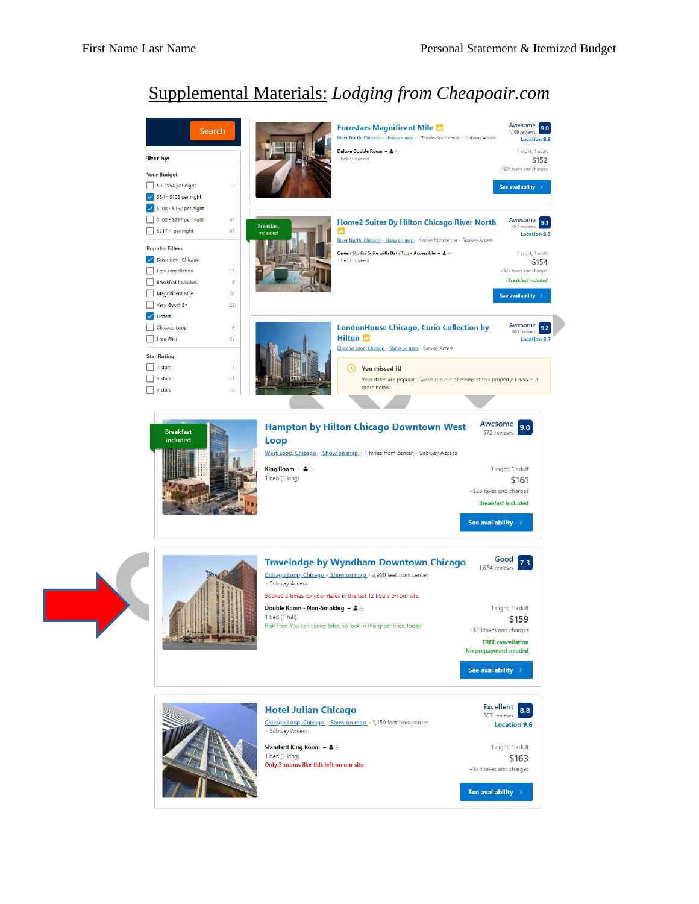# Supplemental Materials: *Lodging from Cheapoair.com*

Search

Filter by:

**Your Budget**

- [ ] $0 - $54 per night 2
- [x] $54 - $108 per night
- [x] $108 - $162 per night
- [ ] $162 - $217 per night 81
- [ ] $217 + per night 97

**Popular Filters**

- [x] Downtown Chicago
- [ ] Free cancellation 11
- [ ] Breakfast Included 5
- [ ] Magnificent Mile 20
- [ ] Very Good: 8+ 28
- [x] Hotels
- [ ] Chicago Loop 8
- [ ] Free WiFi 27

**Star Rating**

- [ ] 2 stars 1
- [ ] 3 stars 11
- [ ] 4 stars 18

---

**Eurostars Magnificent Mile**
River North, Chicago · Show on map · 0.9 miles from center · Subway Access
Awesome 9.0 — 1,189 reviews — Location 9.5
Deluxe Double Room – 1 bed (1 queen)
1 night, 1 adult — $152 — +$26 taxes and charges
See availability

---

Breakfast included

**Home2 Suites By Hilton Chicago River North**
River North, Chicago · Show on map · 1 miles from center · Subway Access
Awesome 9.1 — 387 reviews — Location 9.3
Queen Studio Suite with Bath Tub - Accessible – 1 bed (1 queen)
1 night, 1 adult — $154 — +$27 taxes and charges
Breakfast included
See availability

---

**LondonHouse Chicago, Curio Collection by Hilton**
Chicago Loop, Chicago · Show on map · Subway Access
Awesome 9.2 — 961 reviews — Location 9.7
You missed it! Your dates are popular – we've run out of rooms at this property! Check out more below.

---

Breakfast included

**Hampton by Hilton Chicago Downtown West Loop**
West Loop, Chicago · Show on map · 1 miles from center · Subway Access
Awesome 9.0 — 572 reviews
King Room – 1 bed (1 king)
1 night, 1 adult — $161 — +$28 taxes and charges
Breakfast included
See availability

---

**Travelodge by Wyndham Downtown Chicago**
Chicago Loop, Chicago · Show on map · 2,950 feet from center · Subway Access
Good 7.3 — 1,624 reviews
Booked 2 times for your dates in the last 12 hours on our site
Double Room - Non-Smoking – 1 bed (1 full)
Risk Free: You can cancel later, so lock in this great price today!
1 night, 1 adult — $159 — +$28 taxes and charges
FREE cancellation
No prepayment needed
See availability

---

**Hotel Julian Chicago**
Chicago Loop, Chicago · Show on map · 1,150 feet from center · Subway Access
Excellent 8.8 — 507 reviews — Location 9.6
Standard King Room – 1 bed (1 king)
Only 3 rooms like this left on our site
1 night, 1 adult — $163 — +$45 taxes and charges
See availability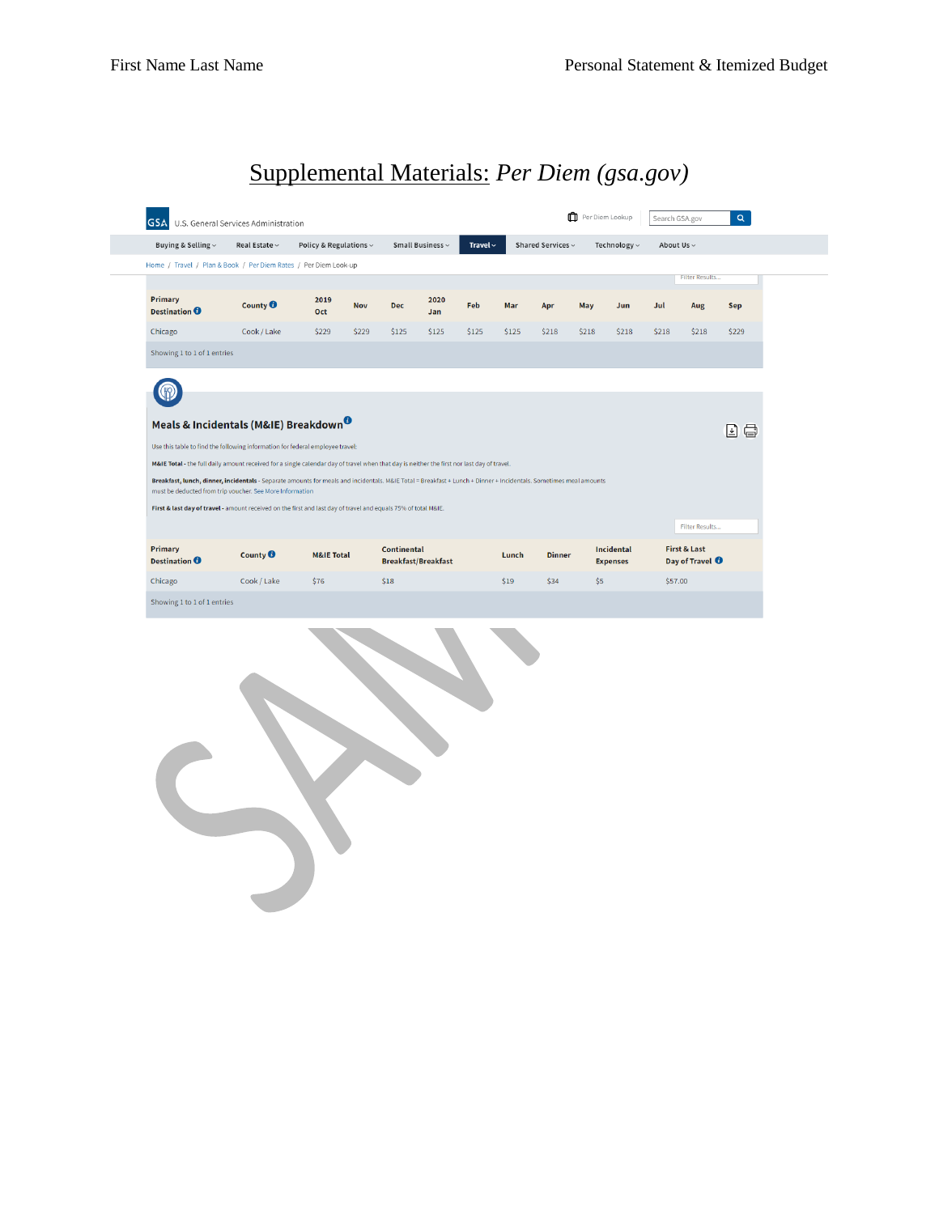# Supplemental Materials: *Per Diem (gsa.gov)*

GSA U.S. General Services Administration

Per Diem Lookup | Search GSA.gov

Buying & Selling | Real Estate | Policy & Regulations | Small Business | Travel | Shared Services | Technology | About Us

Home / Travel / Plan & Book / Per Diem Rates / Per Diem Look-up

Filter Results...

| Primary Destination | County | 2019 Oct | Nov | Dec | 2020 Jan | Feb | Mar | Apr | May | Jun | Jul | Aug | Sep |
|---|---|---|---|---|---|---|---|---|---|---|---|---|---|
| Chicago | Cook / Lake | $229 | $229 | $125 | $125 | $125 | $125 | $218 | $218 | $218 | $218 | $218 | $229 |

Showing 1 to 1 of 1 entries

## Meals & Incidentals (M&IE) Breakdown

Use this table to find the following information for federal employee travel:

**M&IE Total** - the full daily amount received for a single calendar day of travel when that day is neither the first nor last day of travel.

**Breakfast, lunch, dinner, incidentals** - Separate amounts for meals and incidentals. M&IE Total = Breakfast + Lunch + Dinner + Incidentals. Sometimes meal amounts must be deducted from trip voucher. See More Information

**First & last day of travel** - amount received on the first and last day of travel and equals 75% of total M&IE.

Filter Results...

| Primary Destination | County | M&IE Total | Continental Breakfast/Breakfast | Lunch | Dinner | Incidental Expenses | First & Last Day of Travel |
|---|---|---|---|---|---|---|---|
| Chicago | Cook / Lake | $76 | $18 | $19 | $34 | $5 | $57.00 |

Showing 1 to 1 of 1 entries